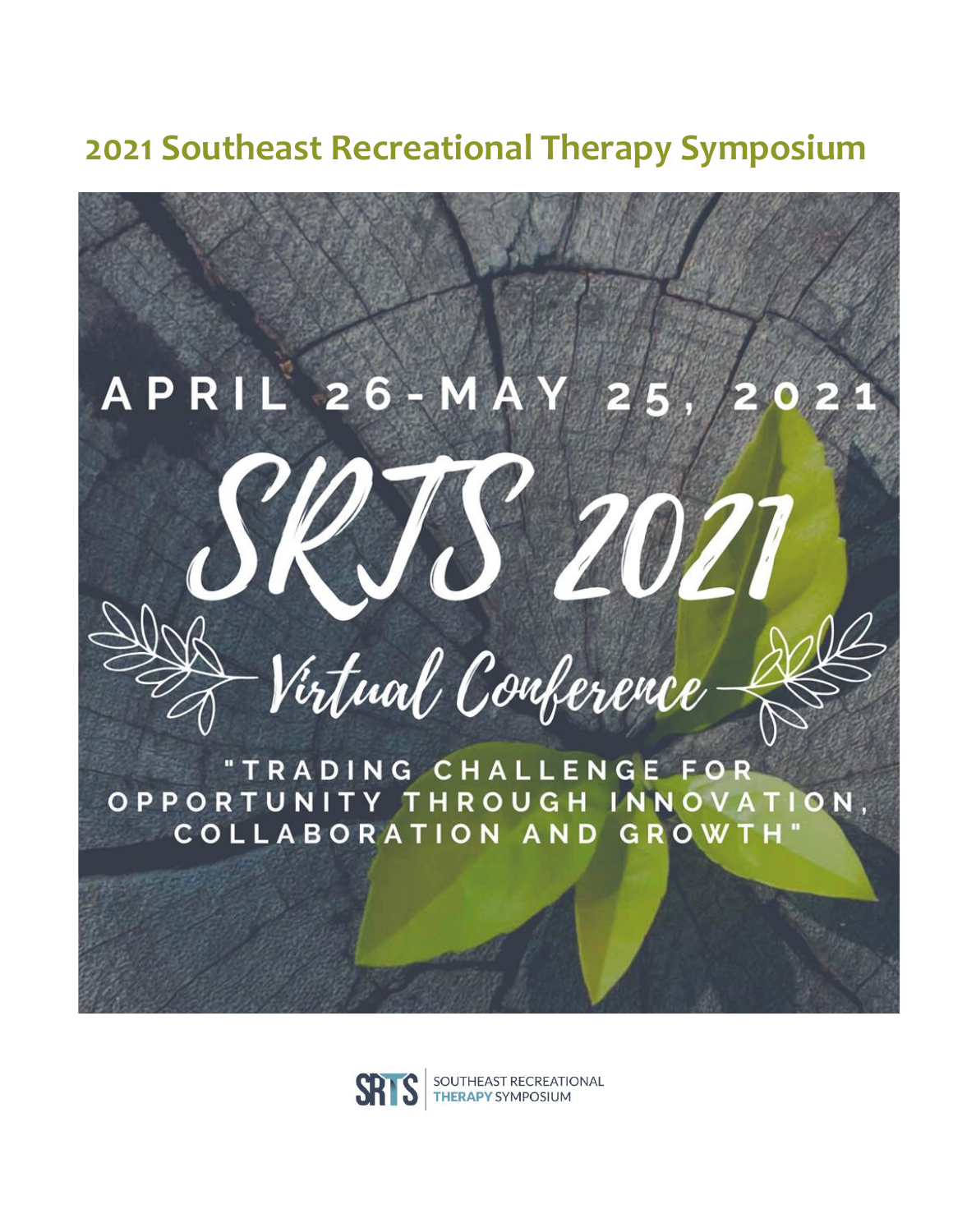# 2021 Southeast Recreational Therapy Symposium

APRIL 26-MAY 25, 2021

SRTS 2021

Virtual Conference

"TRADING CHALLENGE FOR OPPORTUNITY THROUGH INNOVATION, COLLABORATION AND GROWTH"

SRTS | SOUTHEAST RECREATIONAL THERAPY SYMPOSIUM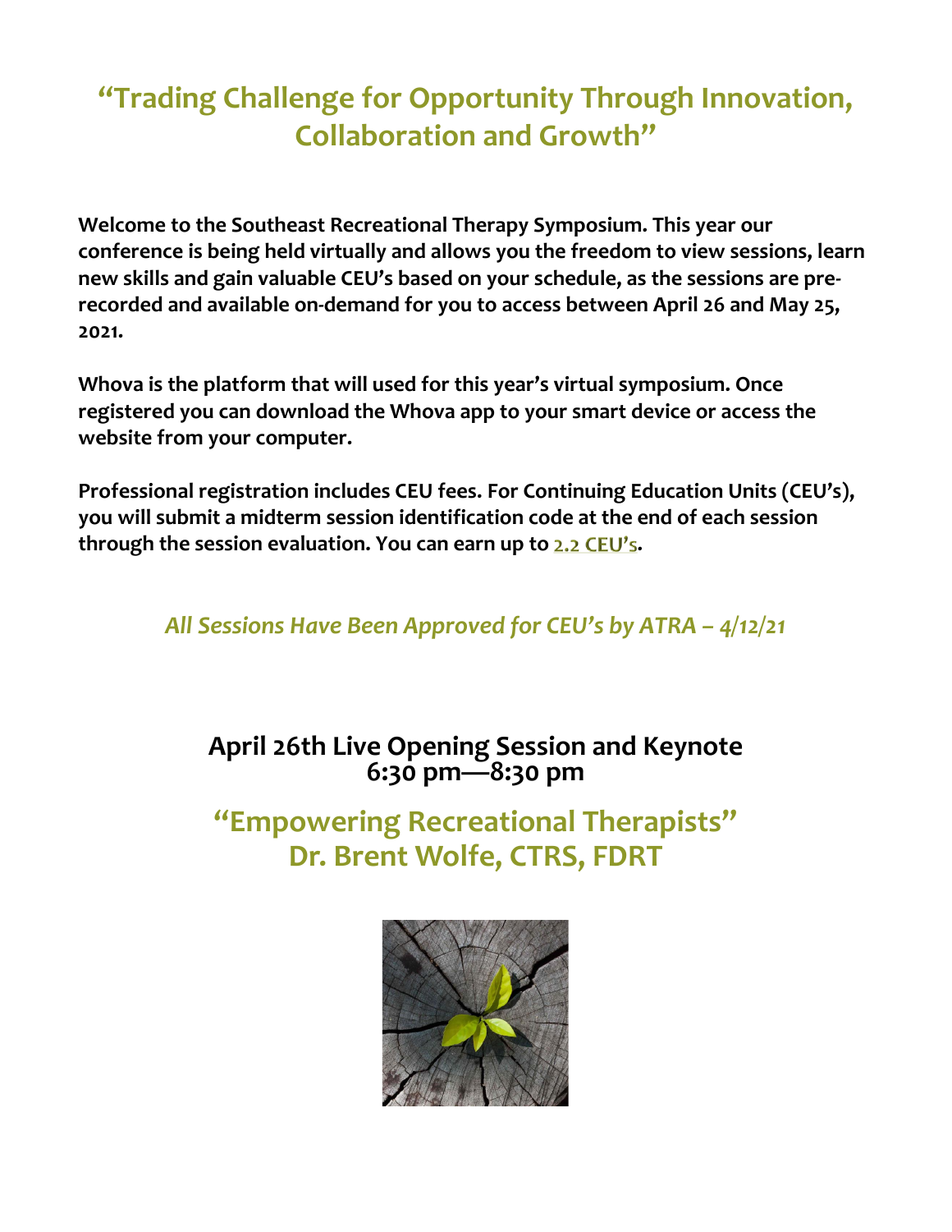# "Trading Challenge for Opportunity Through Innovation, Collaboration and Growth"

**Welcome to the Southeast Recreational Therapy Symposium. This year our conference is being held virtually and allows you the freedom to view sessions, learn new skills and gain valuable CEU's based on your schedule, as the sessions are pre-recorded and available on-demand for you to access between April 26 and May 25, 2021.**

**Whova is the platform that will used for this year's virtual symposium. Once registered you can download the Whova app to your smart device or access the website from your computer.**

**Professional registration includes CEU fees. For Continuing Education Units (CEU's), you will submit a midterm session identification code at the end of each session through the session evaluation. You can earn up to 2.2 CEU's.**

*All Sessions Have Been Approved for CEU's by ATRA – 4/12/21*

## April 26th Live Opening Session and Keynote
## 6:30 pm—8:30 pm

## "Empowering Recreational Therapists"
## Dr. Brent Wolfe, CTRS, FDRT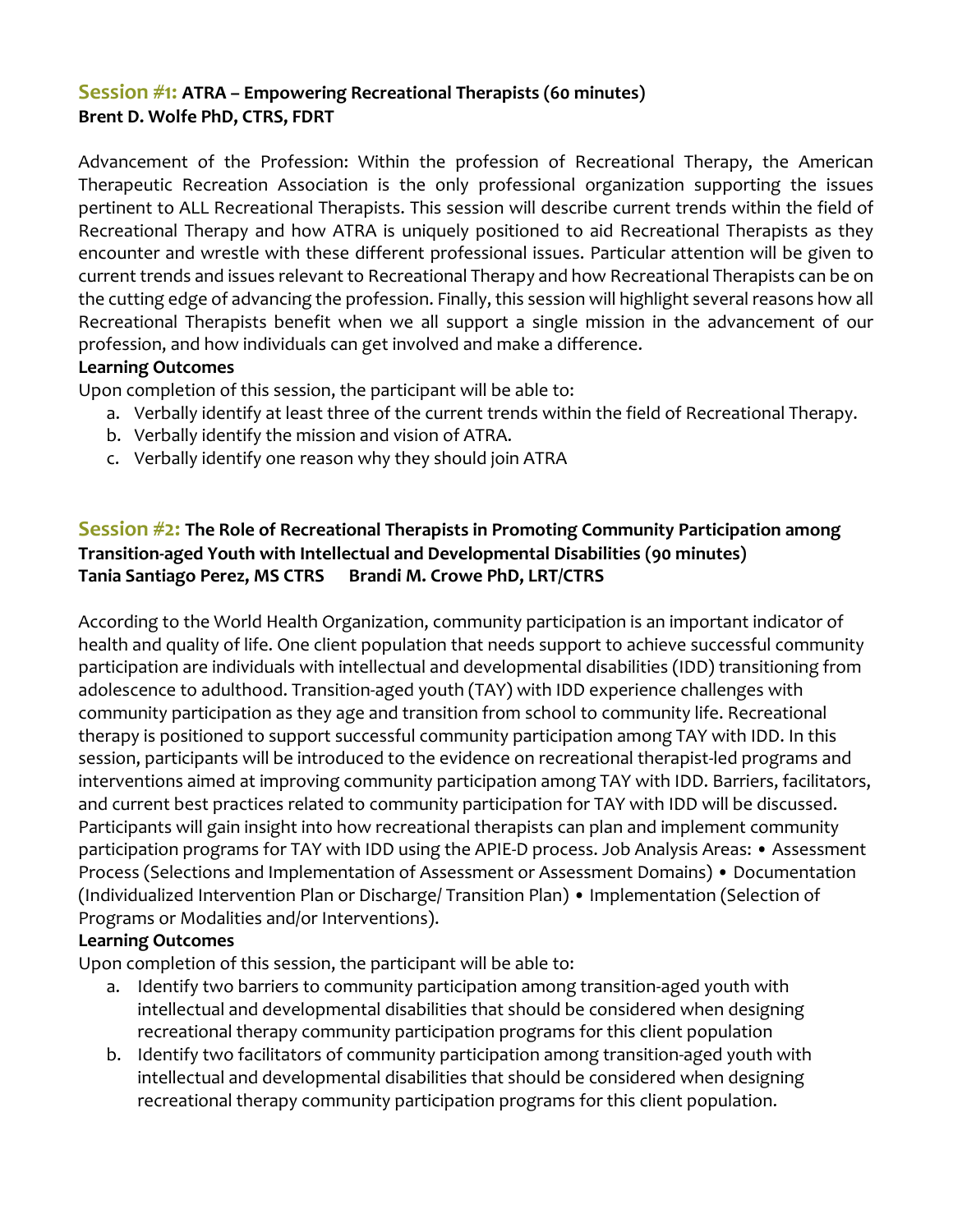## Session #1: ATRA – Empowering Recreational Therapists (60 minutes)

**Brent D. Wolfe PhD, CTRS, FDRT**

Advancement of the Profession: Within the profession of Recreational Therapy, the American Therapeutic Recreation Association is the only professional organization supporting the issues pertinent to ALL Recreational Therapists. This session will describe current trends within the field of Recreational Therapy and how ATRA is uniquely positioned to aid Recreational Therapists as they encounter and wrestle with these different professional issues. Particular attention will be given to current trends and issues relevant to Recreational Therapy and how Recreational Therapists can be on the cutting edge of advancing the profession. Finally, this session will highlight several reasons how all Recreational Therapists benefit when we all support a single mission in the advancement of our profession, and how individuals can get involved and make a difference.

**Learning Outcomes**

Upon completion of this session, the participant will be able to:

a. Verbally identify at least three of the current trends within the field of Recreational Therapy.
b. Verbally identify the mission and vision of ATRA.
c. Verbally identify one reason why they should join ATRA

## Session #2: The Role of Recreational Therapists in Promoting Community Participation among Transition-aged Youth with Intellectual and Developmental Disabilities (90 minutes)

**Tania Santiago Perez, MS CTRS Brandi M. Crowe PhD, LRT/CTRS**

According to the World Health Organization, community participation is an important indicator of health and quality of life. One client population that needs support to achieve successful community participation are individuals with intellectual and developmental disabilities (IDD) transitioning from adolescence to adulthood. Transition-aged youth (TAY) with IDD experience challenges with community participation as they age and transition from school to community life. Recreational therapy is positioned to support successful community participation among TAY with IDD. In this session, participants will be introduced to the evidence on recreational therapist-led programs and interventions aimed at improving community participation among TAY with IDD. Barriers, facilitators, and current best practices related to community participation for TAY with IDD will be discussed. Participants will gain insight into how recreational therapists can plan and implement community participation programs for TAY with IDD using the APIE-D process. Job Analysis Areas: • Assessment Process (Selections and Implementation of Assessment or Assessment Domains) • Documentation (Individualized Intervention Plan or Discharge/ Transition Plan) • Implementation (Selection of Programs or Modalities and/or Interventions).

**Learning Outcomes**

Upon completion of this session, the participant will be able to:

a. Identify two barriers to community participation among transition-aged youth with intellectual and developmental disabilities that should be considered when designing recreational therapy community participation programs for this client population
b. Identify two facilitators of community participation among transition-aged youth with intellectual and developmental disabilities that should be considered when designing recreational therapy community participation programs for this client population.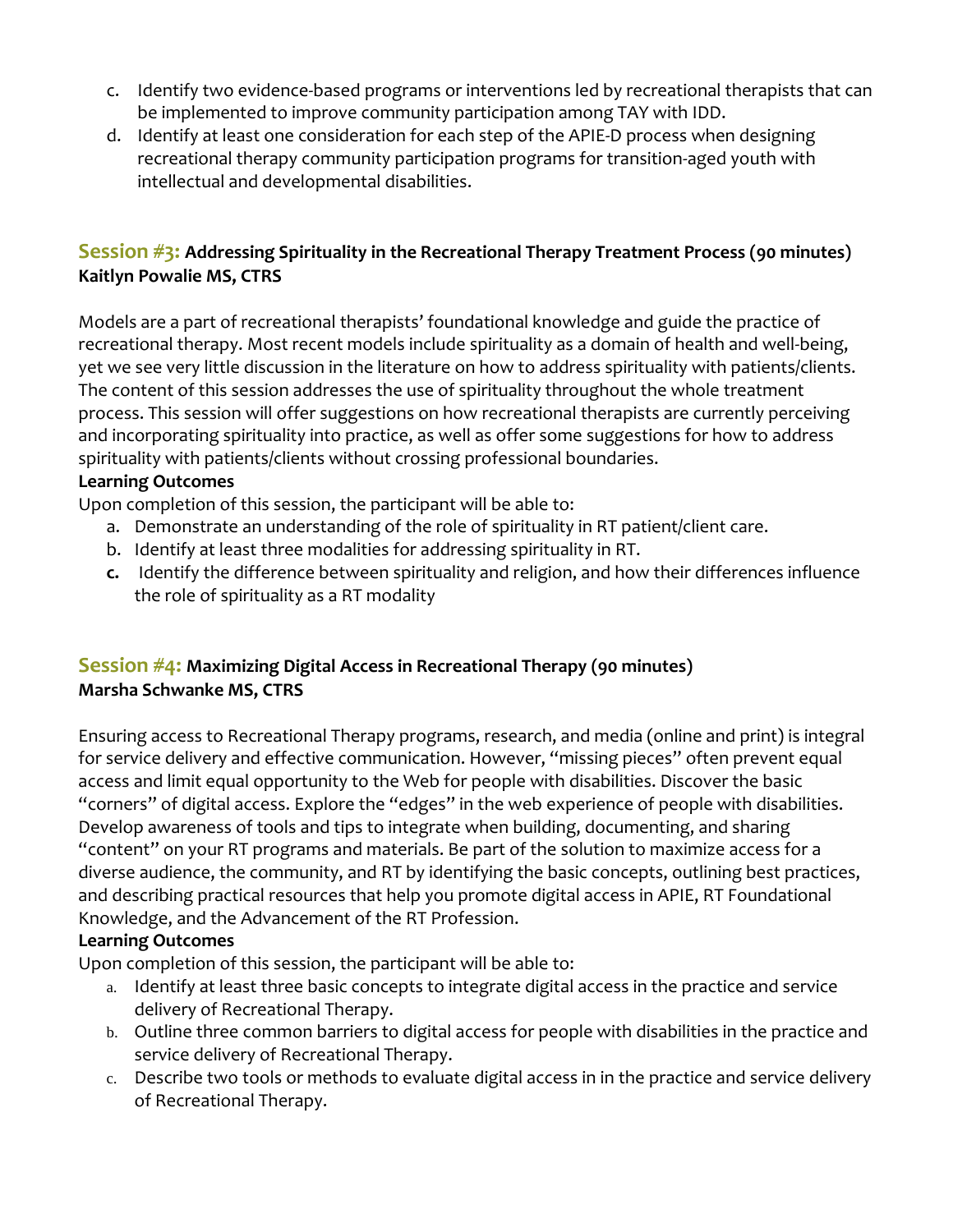c. Identify two evidence-based programs or interventions led by recreational therapists that can be implemented to improve community participation among TAY with IDD.
d. Identify at least one consideration for each step of the APIE-D process when designing recreational therapy community participation programs for transition-aged youth with intellectual and developmental disabilities.

## Session #3: Addressing Spirituality in the Recreational Therapy Treatment Process (90 minutes)

**Kaitlyn Powalie MS, CTRS**

Models are a part of recreational therapists' foundational knowledge and guide the practice of recreational therapy. Most recent models include spirituality as a domain of health and well-being, yet we see very little discussion in the literature on how to address spirituality with patients/clients. The content of this session addresses the use of spirituality throughout the whole treatment process. This session will offer suggestions on how recreational therapists are currently perceiving and incorporating spirituality into practice, as well as offer some suggestions for how to address spirituality with patients/clients without crossing professional boundaries.

**Learning Outcomes**

Upon completion of this session, the participant will be able to:

a. Demonstrate an understanding of the role of spirituality in RT patient/client care.
b. Identify at least three modalities for addressing spirituality in RT.
c. Identify the difference between spirituality and religion, and how their differences influence the role of spirituality as a RT modality

## Session #4: Maximizing Digital Access in Recreational Therapy (90 minutes)

**Marsha Schwanke MS, CTRS**

Ensuring access to Recreational Therapy programs, research, and media (online and print) is integral for service delivery and effective communication. However, "missing pieces" often prevent equal access and limit equal opportunity to the Web for people with disabilities. Discover the basic "corners" of digital access. Explore the "edges" in the web experience of people with disabilities. Develop awareness of tools and tips to integrate when building, documenting, and sharing "content" on your RT programs and materials. Be part of the solution to maximize access for a diverse audience, the community, and RT by identifying the basic concepts, outlining best practices, and describing practical resources that help you promote digital access in APIE, RT Foundational Knowledge, and the Advancement of the RT Profession.

**Learning Outcomes**

Upon completion of this session, the participant will be able to:

a. Identify at least three basic concepts to integrate digital access in the practice and service delivery of Recreational Therapy.
b. Outline three common barriers to digital access for people with disabilities in the practice and service delivery of Recreational Therapy.
c. Describe two tools or methods to evaluate digital access in in the practice and service delivery of Recreational Therapy.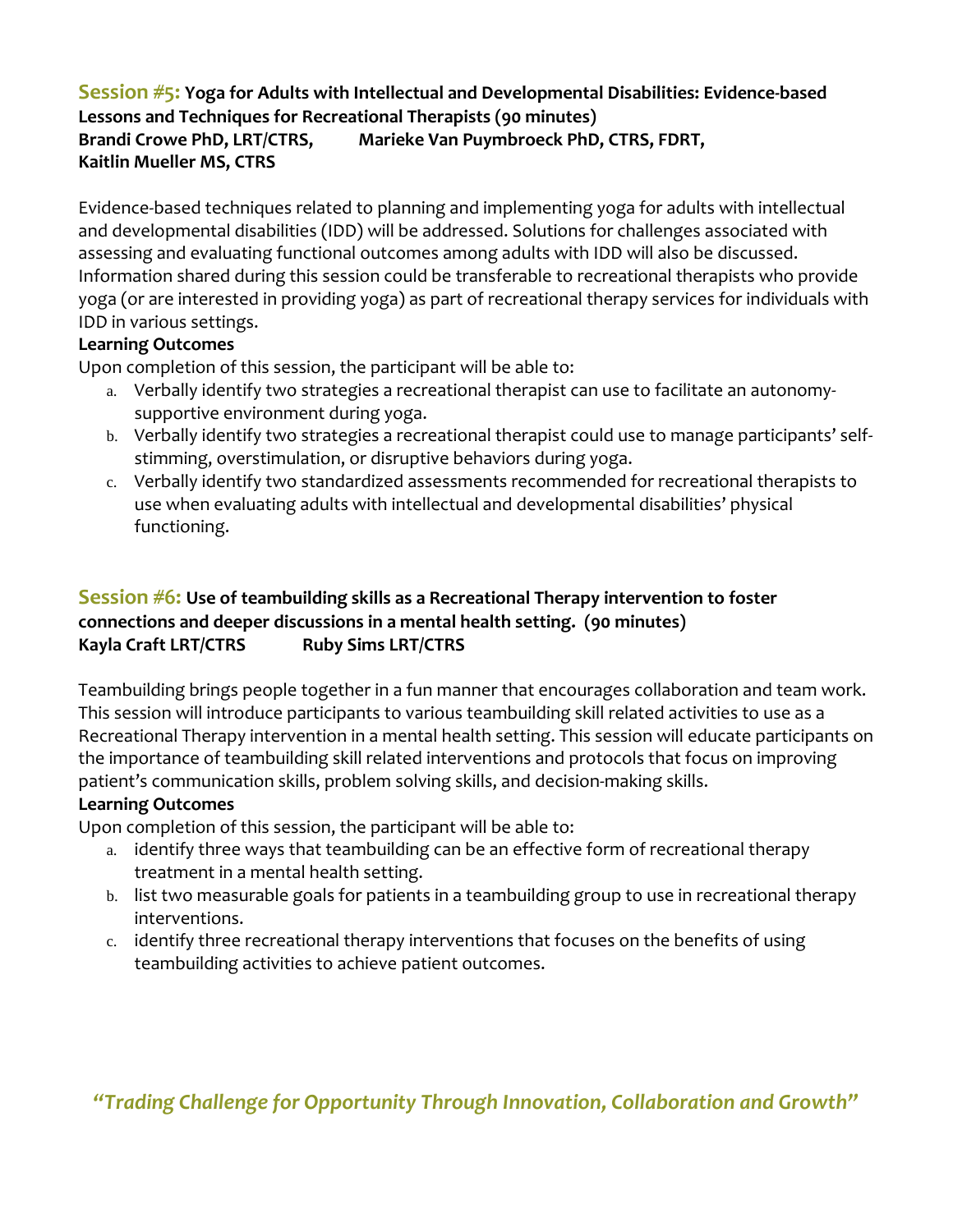## Session #5: Yoga for Adults with Intellectual and Developmental Disabilities: Evidence-based Lessons and Techniques for Recreational Therapists (90 minutes)

**Brandi Crowe PhD, LRT/CTRS, Marieke Van Puymbroeck PhD, CTRS, FDRT, Kaitlin Mueller MS, CTRS**

Evidence-based techniques related to planning and implementing yoga for adults with intellectual and developmental disabilities (IDD) will be addressed. Solutions for challenges associated with assessing and evaluating functional outcomes among adults with IDD will also be discussed. Information shared during this session could be transferable to recreational therapists who provide yoga (or are interested in providing yoga) as part of recreational therapy services for individuals with IDD in various settings.

**Learning Outcomes**

Upon completion of this session, the participant will be able to:

a. Verbally identify two strategies a recreational therapist can use to facilitate an autonomy-supportive environment during yoga.
b. Verbally identify two strategies a recreational therapist could use to manage participants' self-stimming, overstimulation, or disruptive behaviors during yoga.
c. Verbally identify two standardized assessments recommended for recreational therapists to use when evaluating adults with intellectual and developmental disabilities' physical functioning.

## Session #6: Use of teambuilding skills as a Recreational Therapy intervention to foster connections and deeper discussions in a mental health setting. (90 minutes)

**Kayla Craft LRT/CTRS Ruby Sims LRT/CTRS**

Teambuilding brings people together in a fun manner that encourages collaboration and team work. This session will introduce participants to various teambuilding skill related activities to use as a Recreational Therapy intervention in a mental health setting. This session will educate participants on the importance of teambuilding skill related interventions and protocols that focus on improving patient's communication skills, problem solving skills, and decision-making skills.

**Learning Outcomes**

Upon completion of this session, the participant will be able to:

a. identify three ways that teambuilding can be an effective form of recreational therapy treatment in a mental health setting.
b. list two measurable goals for patients in a teambuilding group to use in recreational therapy interventions.
c. identify three recreational therapy interventions that focuses on the benefits of using teambuilding activities to achieve patient outcomes.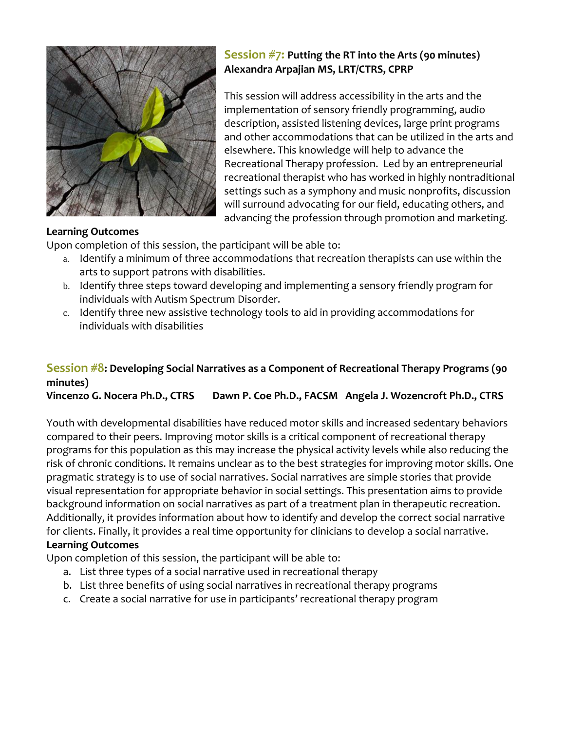## Session #7: Putting the RT into the Arts (90 minutes)

**Alexandra Arpajian MS, LRT/CTRS, CPRP**

This session will address accessibility in the arts and the implementation of sensory friendly programming, audio description, assisted listening devices, large print programs and other accommodations that can be utilized in the arts and elsewhere. This knowledge will help to advance the Recreational Therapy profession. Led by an entrepreneurial recreational therapist who has worked in highly nontraditional settings such as a symphony and music nonprofits, discussion will surround advocating for our field, educating others, and advancing the profession through promotion and marketing.

**Learning Outcomes**

Upon completion of this session, the participant will be able to:

a. Identify a minimum of three accommodations that recreation therapists can use within the arts to support patrons with disabilities.
b. Identify three steps toward developing and implementing a sensory friendly program for individuals with Autism Spectrum Disorder.
c. Identify three new assistive technology tools to aid in providing accommodations for individuals with disabilities

## Session #8: Developing Social Narratives as a Component of Recreational Therapy Programs (90 minutes)

**Vincenzo G. Nocera Ph.D., CTRS   Dawn P. Coe Ph.D., FACSM   Angela J. Wozencroft Ph.D., CTRS**

Youth with developmental disabilities have reduced motor skills and increased sedentary behaviors compared to their peers. Improving motor skills is a critical component of recreational therapy programs for this population as this may increase the physical activity levels while also reducing the risk of chronic conditions. It remains unclear as to the best strategies for improving motor skills. One pragmatic strategy is to use of social narratives. Social narratives are simple stories that provide visual representation for appropriate behavior in social settings. This presentation aims to provide background information on social narratives as part of a treatment plan in therapeutic recreation. Additionally, it provides information about how to identify and develop the correct social narrative for clients. Finally, it provides a real time opportunity for clinicians to develop a social narrative.

**Learning Outcomes**

Upon completion of this session, the participant will be able to:

a. List three types of a social narrative used in recreational therapy
b. List three benefits of using social narratives in recreational therapy programs
c. Create a social narrative for use in participants' recreational therapy program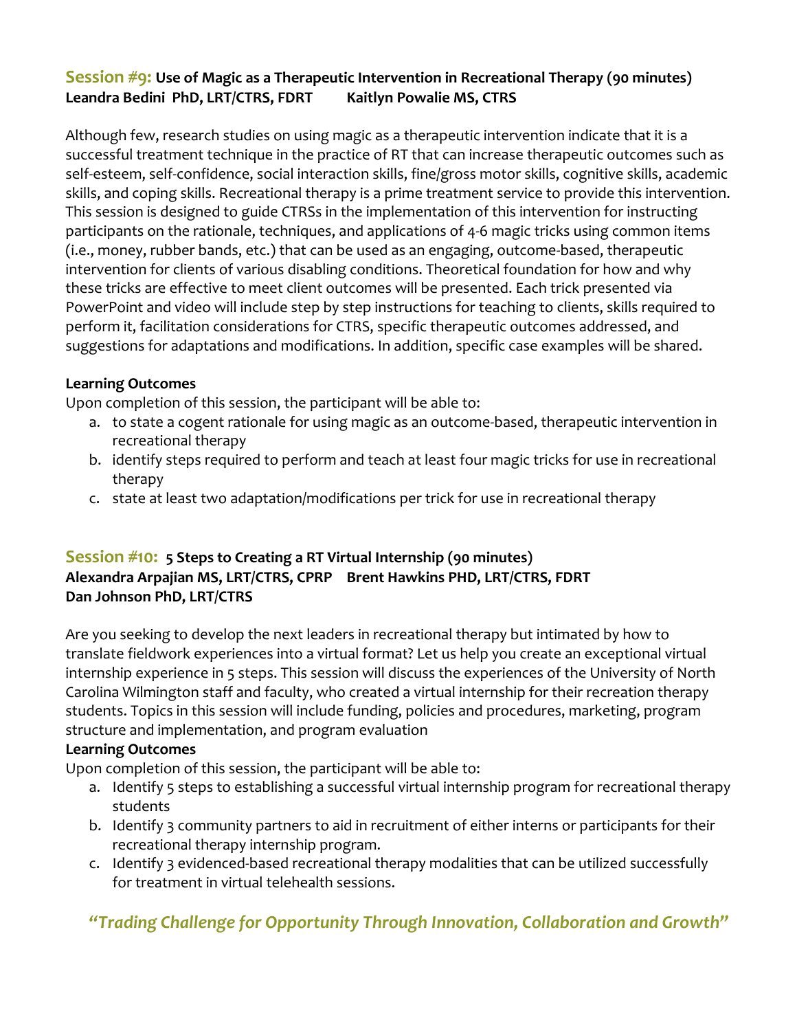## **Session #9:** Use of Magic as a Therapeutic Intervention in Recreational Therapy (90 minutes)

**Leandra Bedini PhD, LRT/CTRS, FDRT Kaitlyn Powalie MS, CTRS**

Although few, research studies on using magic as a therapeutic intervention indicate that it is a successful treatment technique in the practice of RT that can increase therapeutic outcomes such as self-esteem, self-confidence, social interaction skills, fine/gross motor skills, cognitive skills, academic skills, and coping skills. Recreational therapy is a prime treatment service to provide this intervention. This session is designed to guide CTRSs in the implementation of this intervention for instructing participants on the rationale, techniques, and applications of 4-6 magic tricks using common items (i.e., money, rubber bands, etc.) that can be used as an engaging, outcome-based, therapeutic intervention for clients of various disabling conditions. Theoretical foundation for how and why these tricks are effective to meet client outcomes will be presented. Each trick presented via PowerPoint and video will include step by step instructions for teaching to clients, skills required to perform it, facilitation considerations for CTRS, specific therapeutic outcomes addressed, and suggestions for adaptations and modifications. In addition, specific case examples will be shared.

**Learning Outcomes**

Upon completion of this session, the participant will be able to:

a. to state a cogent rationale for using magic as an outcome-based, therapeutic intervention in recreational therapy
b. identify steps required to perform and teach at least four magic tricks for use in recreational therapy
c. state at least two adaptation/modifications per trick for use in recreational therapy

## **Session #10:** 5 Steps to Creating a RT Virtual Internship (90 minutes)

**Alexandra Arpajian MS, LRT/CTRS, CPRP Brent Hawkins PHD, LRT/CTRS, FDRT**
**Dan Johnson PhD, LRT/CTRS**

Are you seeking to develop the next leaders in recreational therapy but intimated by how to translate fieldwork experiences into a virtual format? Let us help you create an exceptional virtual internship experience in 5 steps. This session will discuss the experiences of the University of North Carolina Wilmington staff and faculty, who created a virtual internship for their recreation therapy students. Topics in this session will include funding, policies and procedures, marketing, program structure and implementation, and program evaluation

**Learning Outcomes**

Upon completion of this session, the participant will be able to:

a. Identify 5 steps to establishing a successful virtual internship program for recreational therapy students
b. Identify 3 community partners to aid in recruitment of either interns or participants for their recreational therapy internship program.
c. Identify 3 evidenced-based recreational therapy modalities that can be utilized successfully for treatment in virtual telehealth sessions.

***"Trading Challenge for Opportunity Through Innovation, Collaboration and Growth"***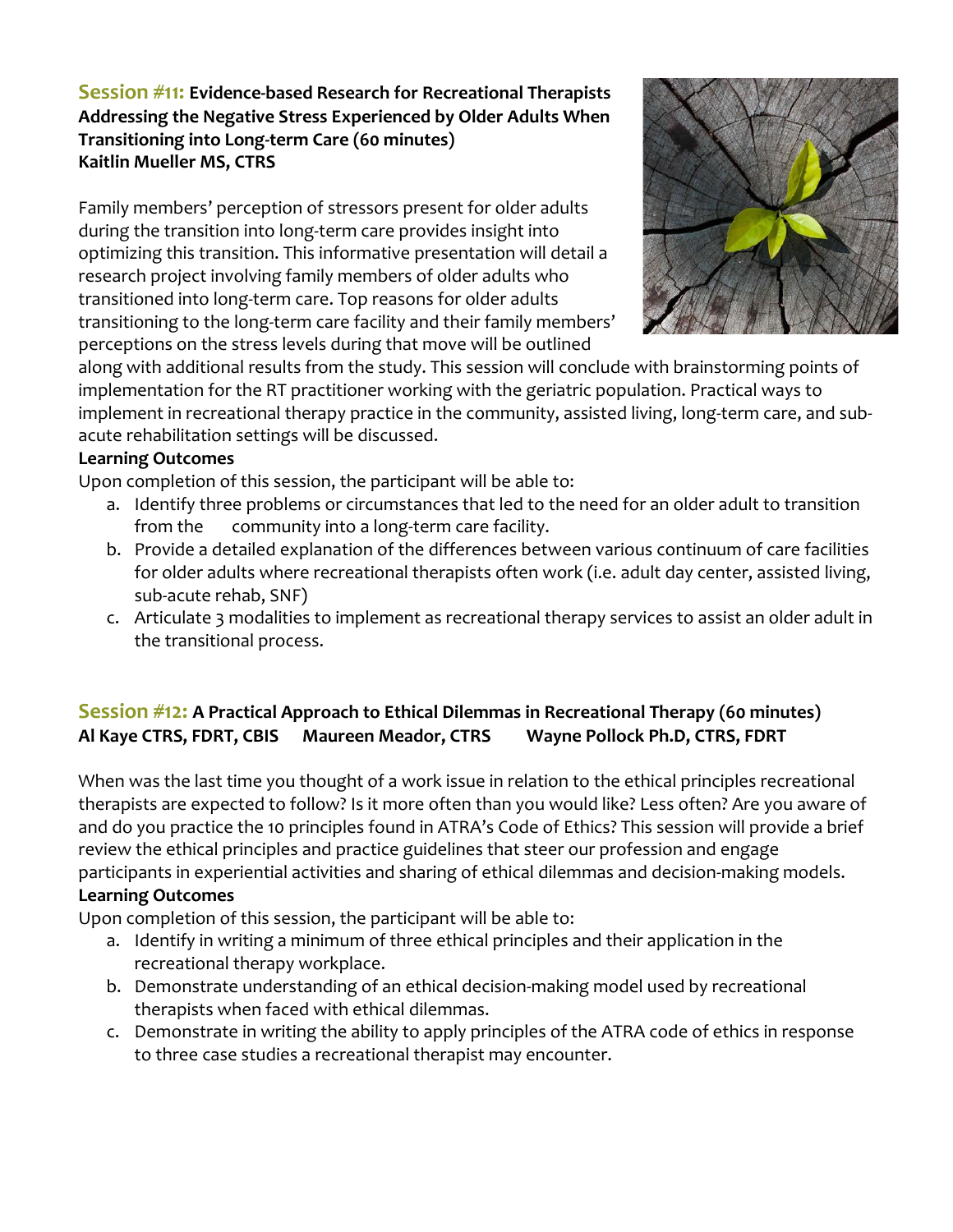## Session #11: Evidence-based Research for Recreational Therapists Addressing the Negative Stress Experienced by Older Adults When Transitioning into Long-term Care (60 minutes)

**Kaitlin Mueller MS, CTRS**

Family members' perception of stressors present for older adults during the transition into long-term care provides insight into optimizing this transition. This informative presentation will detail a research project involving family members of older adults who transitioned into long-term care. Top reasons for older adults transitioning to the long-term care facility and their family members' perceptions on the stress levels during that move will be outlined along with additional results from the study. This session will conclude with brainstorming points of implementation for the RT practitioner working with the geriatric population. Practical ways to implement in recreational therapy practice in the community, assisted living, long-term care, and sub-acute rehabilitation settings will be discussed.

**Learning Outcomes**

Upon completion of this session, the participant will be able to:

a. Identify three problems or circumstances that led to the need for an older adult to transition from the community into a long-term care facility.
b. Provide a detailed explanation of the differences between various continuum of care facilities for older adults where recreational therapists often work (i.e. adult day center, assisted living, sub-acute rehab, SNF)
c. Articulate 3 modalities to implement as recreational therapy services to assist an older adult in the transitional process.

## Session #12: A Practical Approach to Ethical Dilemmas in Recreational Therapy (60 minutes)

**Al Kaye CTRS, FDRT, CBIS Maureen Meador, CTRS Wayne Pollock Ph.D, CTRS, FDRT**

When was the last time you thought of a work issue in relation to the ethical principles recreational therapists are expected to follow? Is it more often than you would like? Less often? Are you aware of and do you practice the 10 principles found in ATRA's Code of Ethics? This session will provide a brief review the ethical principles and practice guidelines that steer our profession and engage participants in experiential activities and sharing of ethical dilemmas and decision-making models.

**Learning Outcomes**

Upon completion of this session, the participant will be able to:

a. Identify in writing a minimum of three ethical principles and their application in the recreational therapy workplace.
b. Demonstrate understanding of an ethical decision-making model used by recreational therapists when faced with ethical dilemmas.
c. Demonstrate in writing the ability to apply principles of the ATRA code of ethics in response to three case studies a recreational therapist may encounter.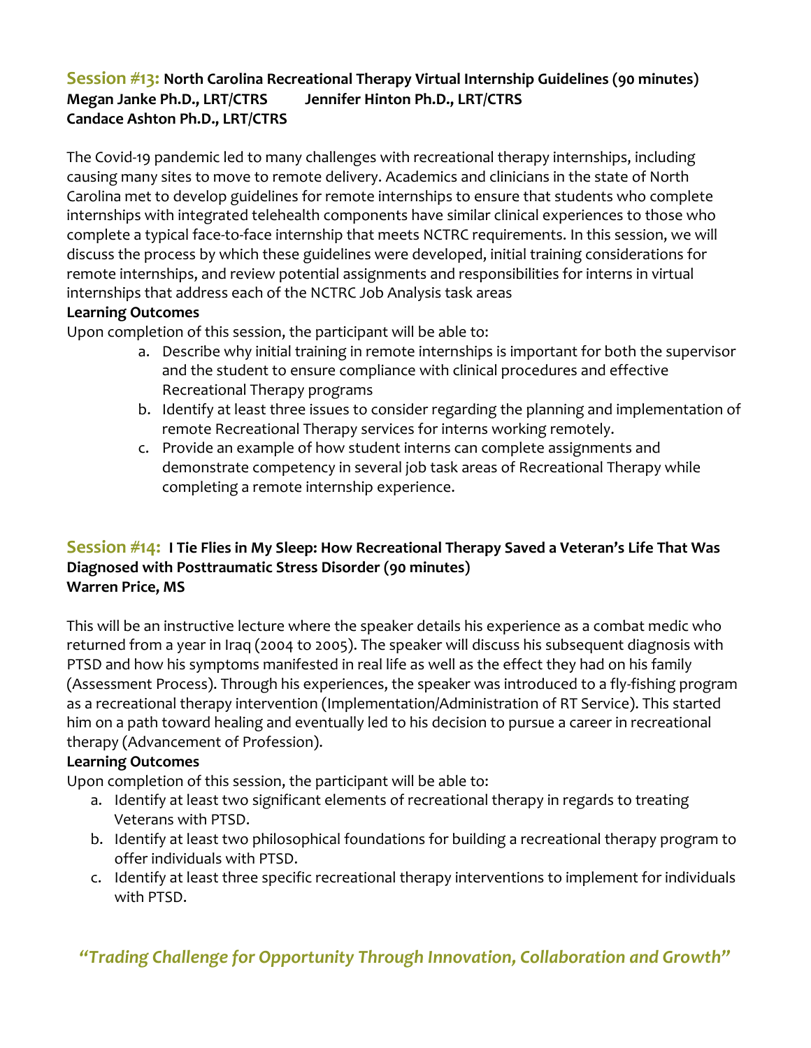## Session #13: North Carolina Recreational Therapy Virtual Internship Guidelines (90 minutes)

**Megan Janke Ph.D., LRT/CTRS Jennifer Hinton Ph.D., LRT/CTRS**
**Candace Ashton Ph.D., LRT/CTRS**

The Covid-19 pandemic led to many challenges with recreational therapy internships, including causing many sites to move to remote delivery. Academics and clinicians in the state of North Carolina met to develop guidelines for remote internships to ensure that students who complete internships with integrated telehealth components have similar clinical experiences to those who complete a typical face-to-face internship that meets NCTRC requirements. In this session, we will discuss the process by which these guidelines were developed, initial training considerations for remote internships, and review potential assignments and responsibilities for interns in virtual internships that address each of the NCTRC Job Analysis task areas

**Learning Outcomes**

Upon completion of this session, the participant will be able to:

a. Describe why initial training in remote internships is important for both the supervisor and the student to ensure compliance with clinical procedures and effective Recreational Therapy programs
b. Identify at least three issues to consider regarding the planning and implementation of remote Recreational Therapy services for interns working remotely.
c. Provide an example of how student interns can complete assignments and demonstrate competency in several job task areas of Recreational Therapy while completing a remote internship experience.

## Session #14: I Tie Flies in My Sleep: How Recreational Therapy Saved a Veteran's Life That Was Diagnosed with Posttraumatic Stress Disorder (90 minutes)

**Warren Price, MS**

This will be an instructive lecture where the speaker details his experience as a combat medic who returned from a year in Iraq (2004 to 2005). The speaker will discuss his subsequent diagnosis with PTSD and how his symptoms manifested in real life as well as the effect they had on his family (Assessment Process). Through his experiences, the speaker was introduced to a fly-fishing program as a recreational therapy intervention (Implementation/Administration of RT Service). This started him on a path toward healing and eventually led to his decision to pursue a career in recreational therapy (Advancement of Profession).

**Learning Outcomes**

Upon completion of this session, the participant will be able to:

a. Identify at least two significant elements of recreational therapy in regards to treating Veterans with PTSD.
b. Identify at least two philosophical foundations for building a recreational therapy program to offer individuals with PTSD.
c. Identify at least three specific recreational therapy interventions to implement for individuals with PTSD.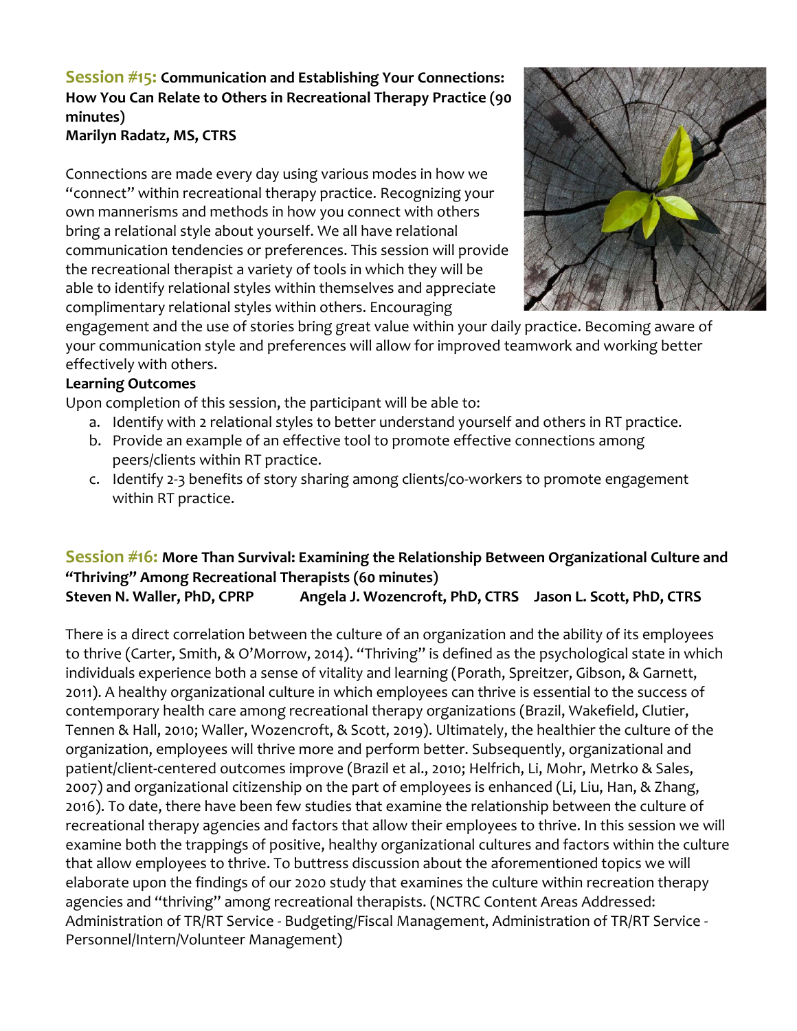## Session #15: Communication and Establishing Your Connections: How You Can Relate to Others in Recreational Therapy Practice (90 minutes)

**Marilyn Radatz, MS, CTRS**

Connections are made every day using various modes in how we "connect" within recreational therapy practice. Recognizing your own mannerisms and methods in how you connect with others bring a relational style about yourself. We all have relational communication tendencies or preferences. This session will provide the recreational therapist a variety of tools in which they will be able to identify relational styles within themselves and appreciate complimentary relational styles within others. Encouraging engagement and the use of stories bring great value within your daily practice. Becoming aware of your communication style and preferences will allow for improved teamwork and working better effectively with others.

**Learning Outcomes**

Upon completion of this session, the participant will be able to:

a. Identify with 2 relational styles to better understand yourself and others in RT practice.
b. Provide an example of an effective tool to promote effective connections among peers/clients within RT practice.
c. Identify 2-3 benefits of story sharing among clients/co-workers to promote engagement within RT practice.

## Session #16: More Than Survival: Examining the Relationship Between Organizational Culture and "Thriving" Among Recreational Therapists (60 minutes)

**Steven N. Waller, PhD, CPRP     Angela J. Wozencroft, PhD, CTRS     Jason L. Scott, PhD, CTRS**

There is a direct correlation between the culture of an organization and the ability of its employees to thrive (Carter, Smith, & O'Morrow, 2014). "Thriving" is defined as the psychological state in which individuals experience both a sense of vitality and learning (Porath, Spreitzer, Gibson, & Garnett, 2011). A healthy organizational culture in which employees can thrive is essential to the success of contemporary health care among recreational therapy organizations (Brazil, Wakefield, Clutier, Tennen & Hall, 2010; Waller, Wozencroft, & Scott, 2019). Ultimately, the healthier the culture of the organization, employees will thrive more and perform better. Subsequently, organizational and patient/client-centered outcomes improve (Brazil et al., 2010; Helfrich, Li, Mohr, Metrko & Sales, 2007) and organizational citizenship on the part of employees is enhanced (Li, Liu, Han, & Zhang, 2016). To date, there have been few studies that examine the relationship between the culture of recreational therapy agencies and factors that allow their employees to thrive. In this session we will examine both the trappings of positive, healthy organizational cultures and factors within the culture that allow employees to thrive. To buttress discussion about the aforementioned topics we will elaborate upon the findings of our 2020 study that examines the culture within recreation therapy agencies and "thriving" among recreational therapists. (NCTRC Content Areas Addressed: Administration of TR/RT Service - Budgeting/Fiscal Management, Administration of TR/RT Service - Personnel/Intern/Volunteer Management)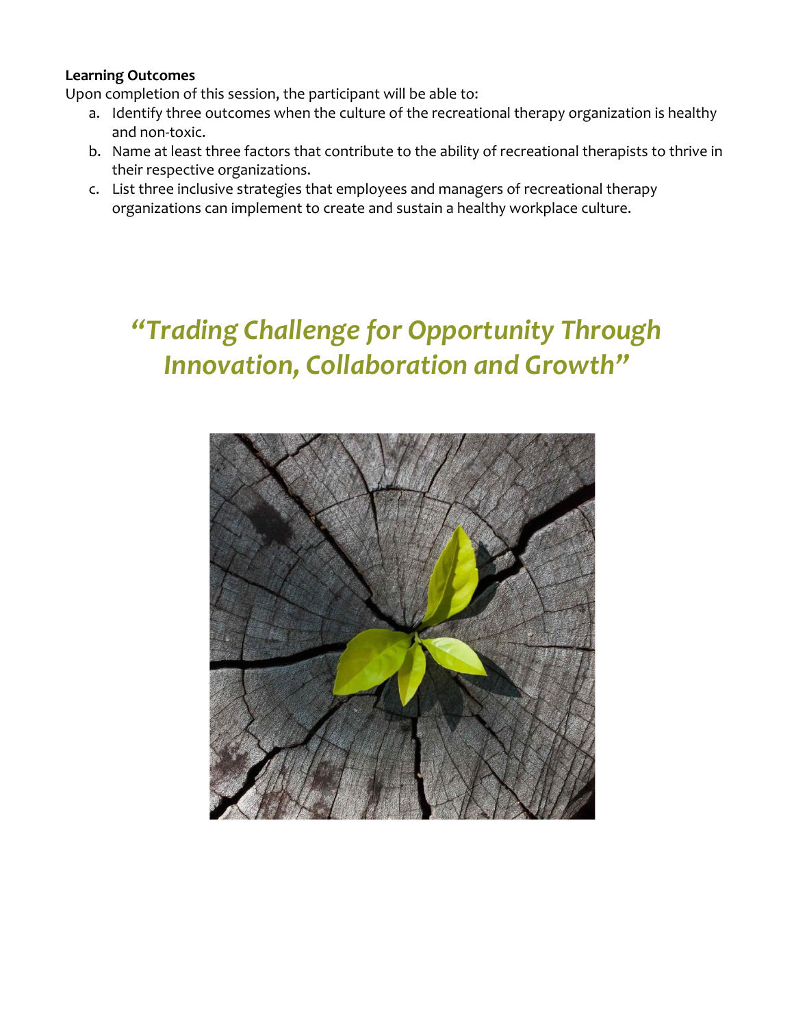**Learning Outcomes**

Upon completion of this session, the participant will be able to:

a. Identify three outcomes when the culture of the recreational therapy organization is healthy and non-toxic.
b. Name at least three factors that contribute to the ability of recreational therapists to thrive in their respective organizations.
c. List three inclusive strategies that employees and managers of recreational therapy organizations can implement to create and sustain a healthy workplace culture.

## *"Trading Challenge for Opportunity Through Innovation, Collaboration and Growth"*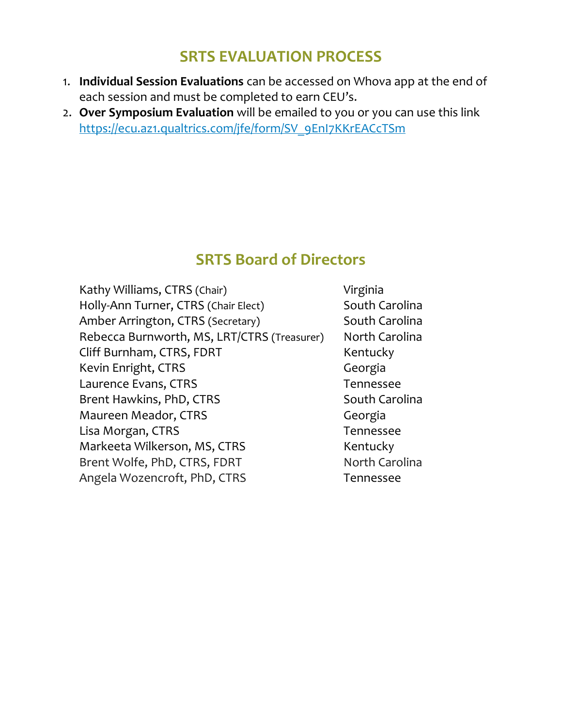## SRTS EVALUATION PROCESS

1. **Individual Session Evaluations** can be accessed on Whova app at the end of each session and must be completed to earn CEU's.
2. **Over Symposium Evaluation** will be emailed to you or you can use this link https://ecu.az1.qualtrics.com/jfe/form/SV_9EnI7KKrEACcTSm

## SRTS Board of Directors

| | |
|---|---|
| Kathy Williams, CTRS (Chair) | Virginia |
| Holly-Ann Turner, CTRS (Chair Elect) | South Carolina |
| Amber Arrington, CTRS (Secretary) | South Carolina |
| Rebecca Burnworth, MS, LRT/CTRS (Treasurer) | North Carolina |
| Cliff Burnham, CTRS, FDRT | Kentucky |
| Kevin Enright, CTRS | Georgia |
| Laurence Evans, CTRS | Tennessee |
| Brent Hawkins, PhD, CTRS | South Carolina |
| Maureen Meador, CTRS | Georgia |
| Lisa Morgan, CTRS | Tennessee |
| Markeeta Wilkerson, MS, CTRS | Kentucky |
| Brent Wolfe, PhD, CTRS, FDRT | North Carolina |
| Angela Wozencroft, PhD, CTRS | Tennessee |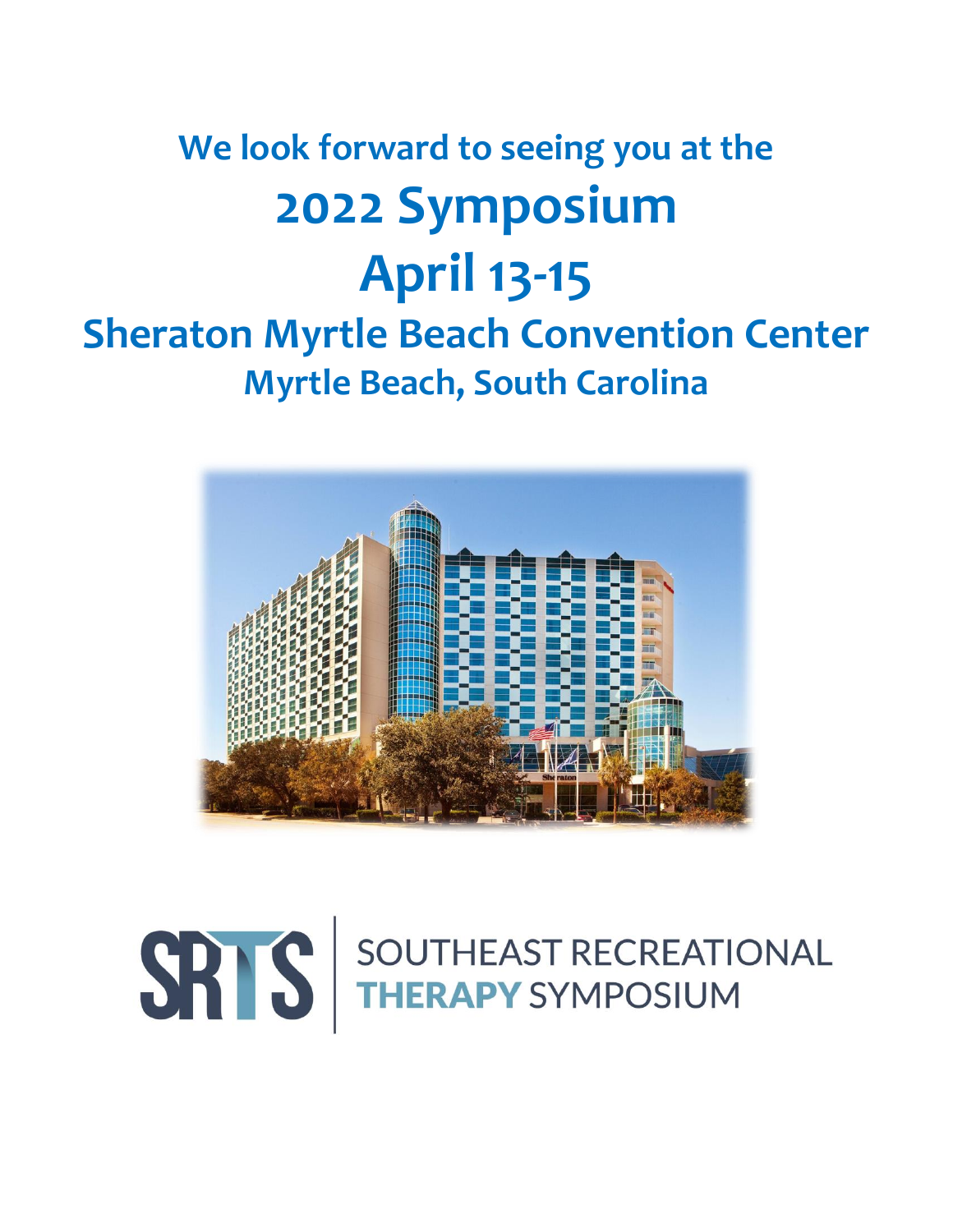We look forward to seeing you at the

# 2022 Symposium

# April 13-15

## Sheraton Myrtle Beach Convention Center

### Myrtle Beach, South Carolina

SRTS | SOUTHEAST RECREATIONAL THERAPY SYMPOSIUM